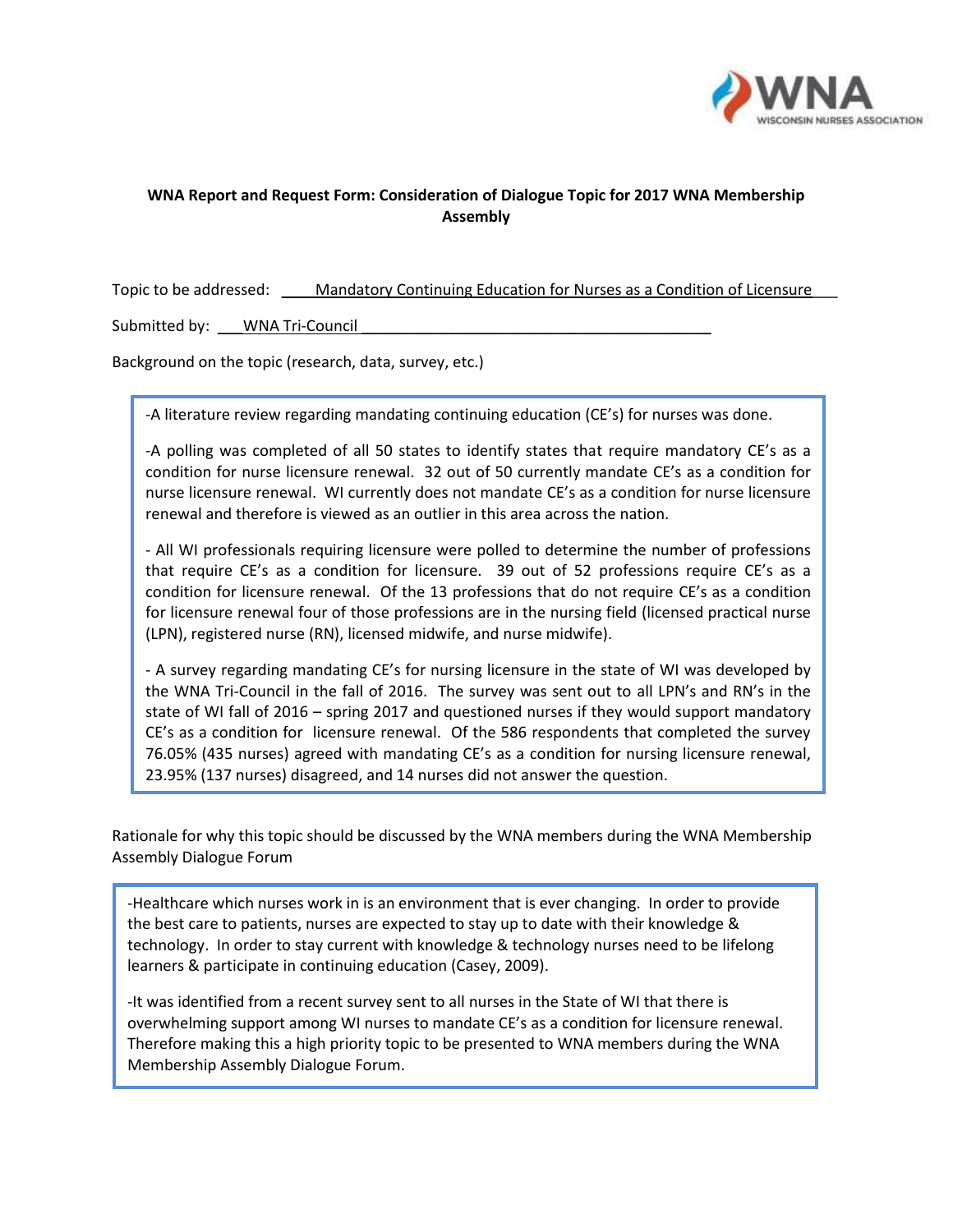**WNA Report and Request Form: Consideration of Dialogue Topic for 2017 WNA Membership Assembly**

Topic to be addressed: Mandatory Continuing Education for Nurses as a Condition of Licensure

Submitted by: WNA Tri-Council

Background on the topic (research, data, survey, etc.)

-A literature review regarding mandating continuing education (CE's) for nurses was done.

-A polling was completed of all 50 states to identify states that require mandatory CE's as a condition for nurse licensure renewal. 32 out of 50 currently mandate CE's as a condition for nurse licensure renewal. WI currently does not mandate CE's as a condition for nurse licensure renewal and therefore is viewed as an outlier in this area across the nation.

- All WI professionals requiring licensure were polled to determine the number of professions that require CE's as a condition for licensure. 39 out of 52 professions require CE's as a condition for licensure renewal. Of the 13 professions that do not require CE's as a condition for licensure renewal four of those professions are in the nursing field (licensed practical nurse (LPN), registered nurse (RN), licensed midwife, and nurse midwife).

- A survey regarding mandating CE's for nursing licensure in the state of WI was developed by the WNA Tri-Council in the fall of 2016. The survey was sent out to all LPN's and RN's in the state of WI fall of 2016 – spring 2017 and questioned nurses if they would support mandatory CE's as a condition for licensure renewal. Of the 586 respondents that completed the survey 76.05% (435 nurses) agreed with mandating CE's as a condition for nursing licensure renewal, 23.95% (137 nurses) disagreed, and 14 nurses did not answer the question.

Rationale for why this topic should be discussed by the WNA members during the WNA Membership Assembly Dialogue Forum

-Healthcare which nurses work in is an environment that is ever changing. In order to provide the best care to patients, nurses are expected to stay up to date with their knowledge & technology. In order to stay current with knowledge & technology nurses need to be lifelong learners & participate in continuing education (Casey, 2009).

-It was identified from a recent survey sent to all nurses in the State of WI that there is overwhelming support among WI nurses to mandate CE's as a condition for licensure renewal. Therefore making this a high priority topic to be presented to WNA members during the WNA Membership Assembly Dialogue Forum.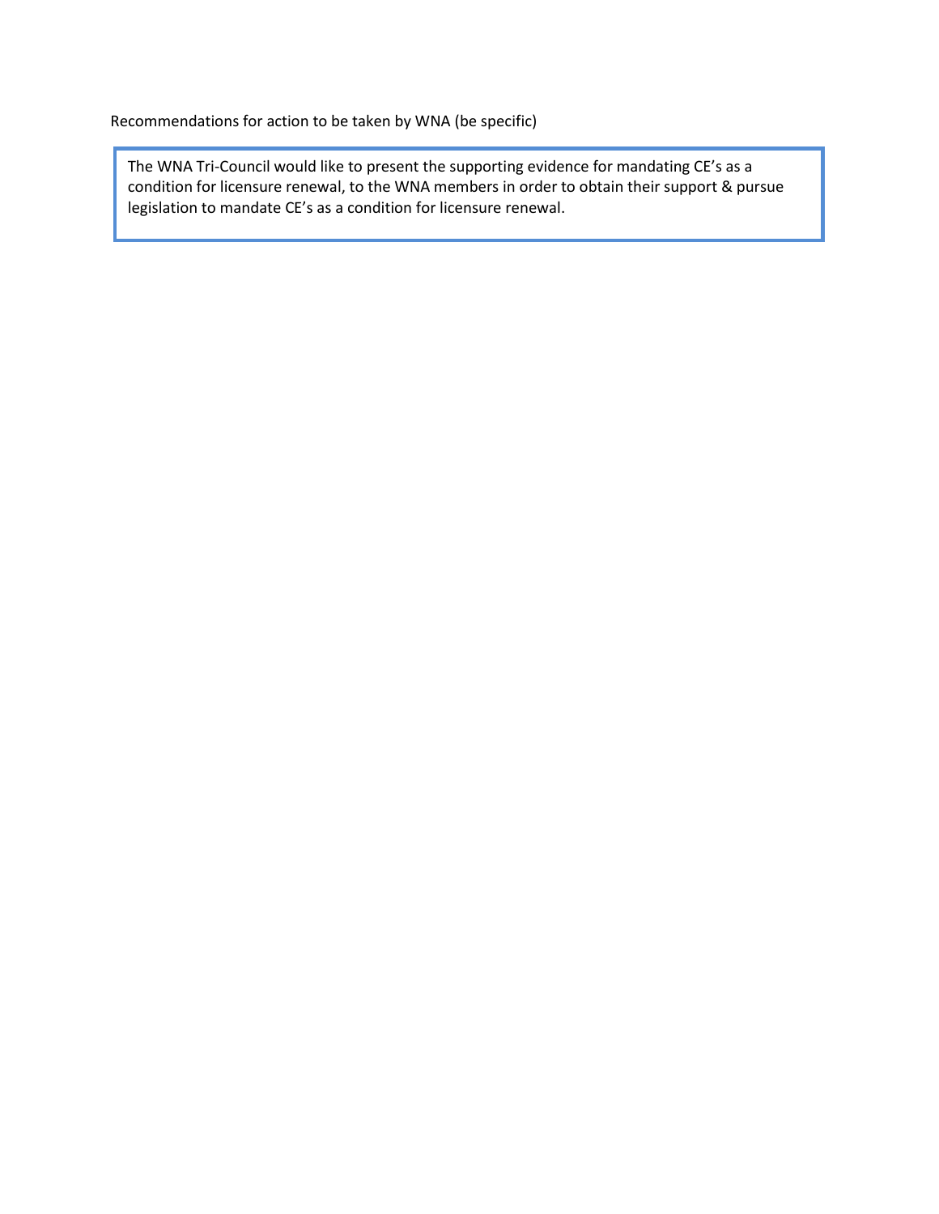Recommendations for action to be taken by WNA (be specific)

The WNA Tri-Council would like to present the supporting evidence for mandating CE's as a condition for licensure renewal, to the WNA members in order to obtain their support & pursue legislation to mandate CE's as a condition for licensure renewal.